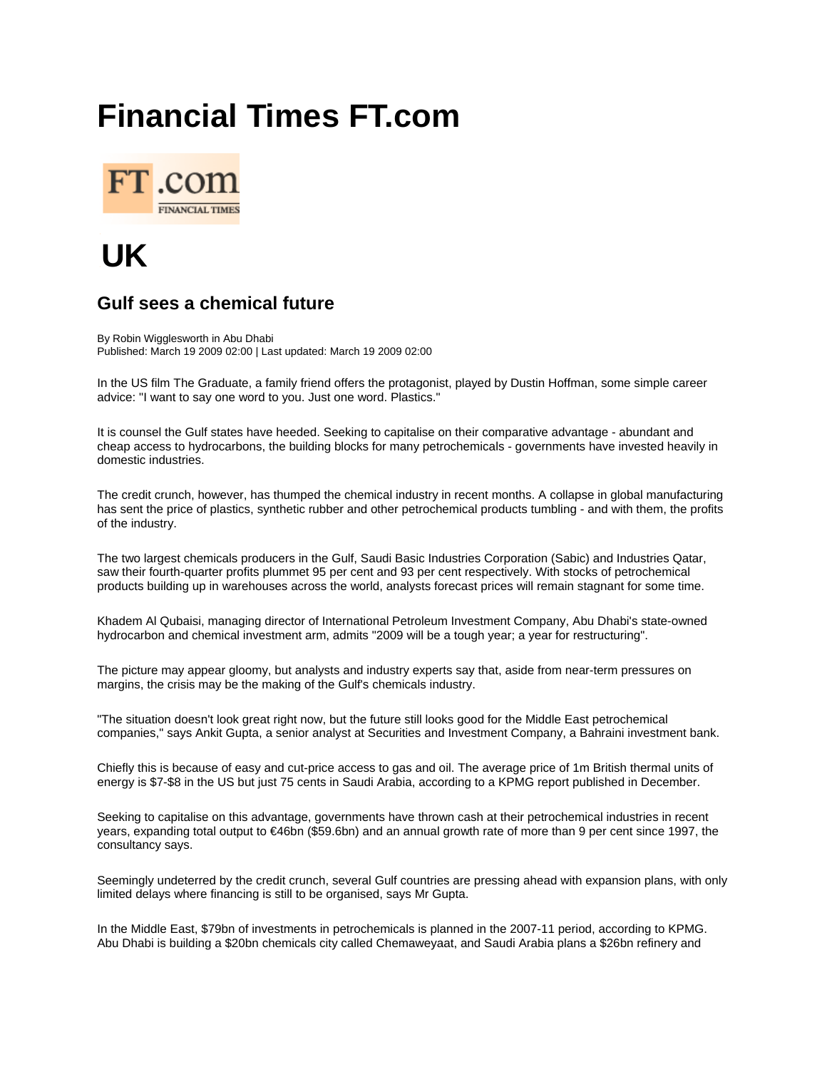# Financial Times FT.com

# UK

### Gulf sees a chemical future

By Robin Wigglesworth in Abu Dhabi
Published: March 19 2009 02:00 | Last updated: March 19 2009 02:00

In the US film The Graduate, a family friend offers the protagonist, played by Dustin Hoffman, some simple career advice: "I want to say one word to you. Just one word. Plastics."

It is counsel the Gulf states have heeded. Seeking to capitalise on their comparative advantage - abundant and cheap access to hydrocarbons, the building blocks for many petrochemicals - governments have invested heavily in domestic industries.

The credit crunch, however, has thumped the chemical industry in recent months. A collapse in global manufacturing has sent the price of plastics, synthetic rubber and other petrochemical products tumbling - and with them, the profits of the industry.

The two largest chemicals producers in the Gulf, Saudi Basic Industries Corporation (Sabic) and Industries Qatar, saw their fourth-quarter profits plummet 95 per cent and 93 per cent respectively. With stocks of petrochemical products building up in warehouses across the world, analysts forecast prices will remain stagnant for some time.

Khadem Al Qubaisi, managing director of International Petroleum Investment Company, Abu Dhabi's state-owned hydrocarbon and chemical investment arm, admits "2009 will be a tough year; a year for restructuring".

The picture may appear gloomy, but analysts and industry experts say that, aside from near-term pressures on margins, the crisis may be the making of the Gulf's chemicals industry.

"The situation doesn't look great right now, but the future still looks good for the Middle East petrochemical companies," says Ankit Gupta, a senior analyst at Securities and Investment Company, a Bahraini investment bank.

Chiefly this is because of easy and cut-price access to gas and oil. The average price of 1m British thermal units of energy is $7-$8 in the US but just 75 cents in Saudi Arabia, according to a KPMG report published in December.

Seeking to capitalise on this advantage, governments have thrown cash at their petrochemical industries in recent years, expanding total output to €46bn ($59.6bn) and an annual growth rate of more than 9 per cent since 1997, the consultancy says.

Seemingly undeterred by the credit crunch, several Gulf countries are pressing ahead with expansion plans, with only limited delays where financing is still to be organised, says Mr Gupta.

In the Middle East, $79bn of investments in petrochemicals is planned in the 2007-11 period, according to KPMG. Abu Dhabi is building a $20bn chemicals city called Chemaweyaat, and Saudi Arabia plans a $26bn refinery and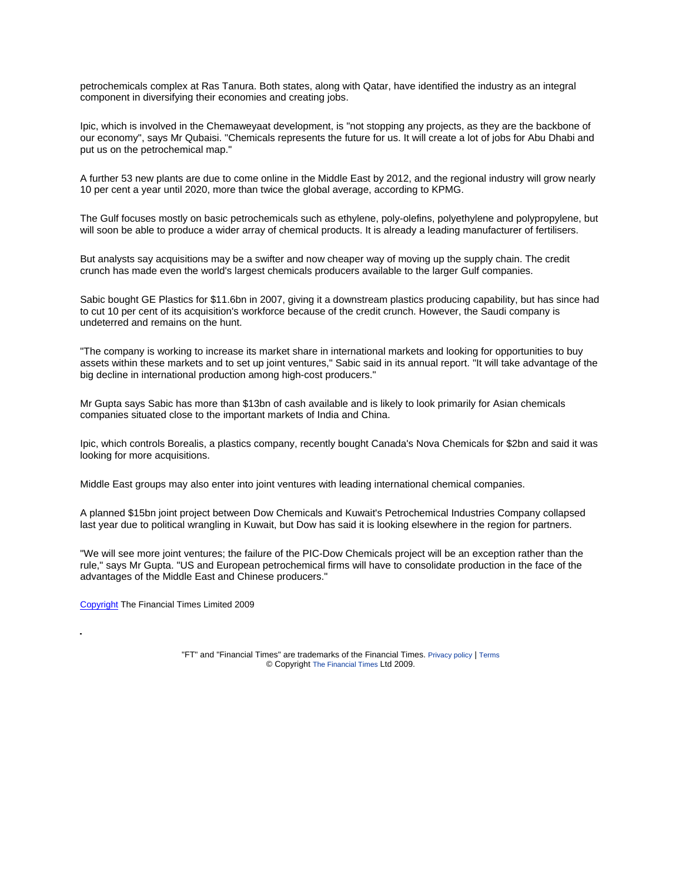petrochemicals complex at Ras Tanura. Both states, along with Qatar, have identified the industry as an integral component in diversifying their economies and creating jobs.

Ipic, which is involved in the Chemaweyaat development, is "not stopping any projects, as they are the backbone of our economy", says Mr Qubaisi. "Chemicals represents the future for us. It will create a lot of jobs for Abu Dhabi and put us on the petrochemical map."

A further 53 new plants are due to come online in the Middle East by 2012, and the regional industry will grow nearly 10 per cent a year until 2020, more than twice the global average, according to KPMG.

The Gulf focuses mostly on basic petrochemicals such as ethylene, poly-olefins, polyethylene and polypropylene, but will soon be able to produce a wider array of chemical products. It is already a leading manufacturer of fertilisers.

But analysts say acquisitions may be a swifter and now cheaper way of moving up the supply chain. The credit crunch has made even the world's largest chemicals producers available to the larger Gulf companies.

Sabic bought GE Plastics for $11.6bn in 2007, giving it a downstream plastics producing capability, but has since had to cut 10 per cent of its acquisition's workforce because of the credit crunch. However, the Saudi company is undeterred and remains on the hunt.

"The company is working to increase its market share in international markets and looking for opportunities to buy assets within these markets and to set up joint ventures," Sabic said in its annual report. "It will take advantage of the big decline in international production among high-cost producers."

Mr Gupta says Sabic has more than $13bn of cash available and is likely to look primarily for Asian chemicals companies situated close to the important markets of India and China.

Ipic, which controls Borealis, a plastics company, recently bought Canada's Nova Chemicals for $2bn and said it was looking for more acquisitions.

Middle East groups may also enter into joint ventures with leading international chemical companies.

A planned $15bn joint project between Dow Chemicals and Kuwait's Petrochemical Industries Company collapsed last year due to political wrangling in Kuwait, but Dow has said it is looking elsewhere in the region for partners.

"We will see more joint ventures; the failure of the PIC-Dow Chemicals project will be an exception rather than the rule," says Mr Gupta. "US and European petrochemical firms will have to consolidate production in the face of the advantages of the Middle East and Chinese producers."

Copyright The Financial Times Limited 2009

"FT" and "Financial Times" are trademarks of the Financial Times. Privacy policy | Terms
© Copyright The Financial Times Ltd 2009.